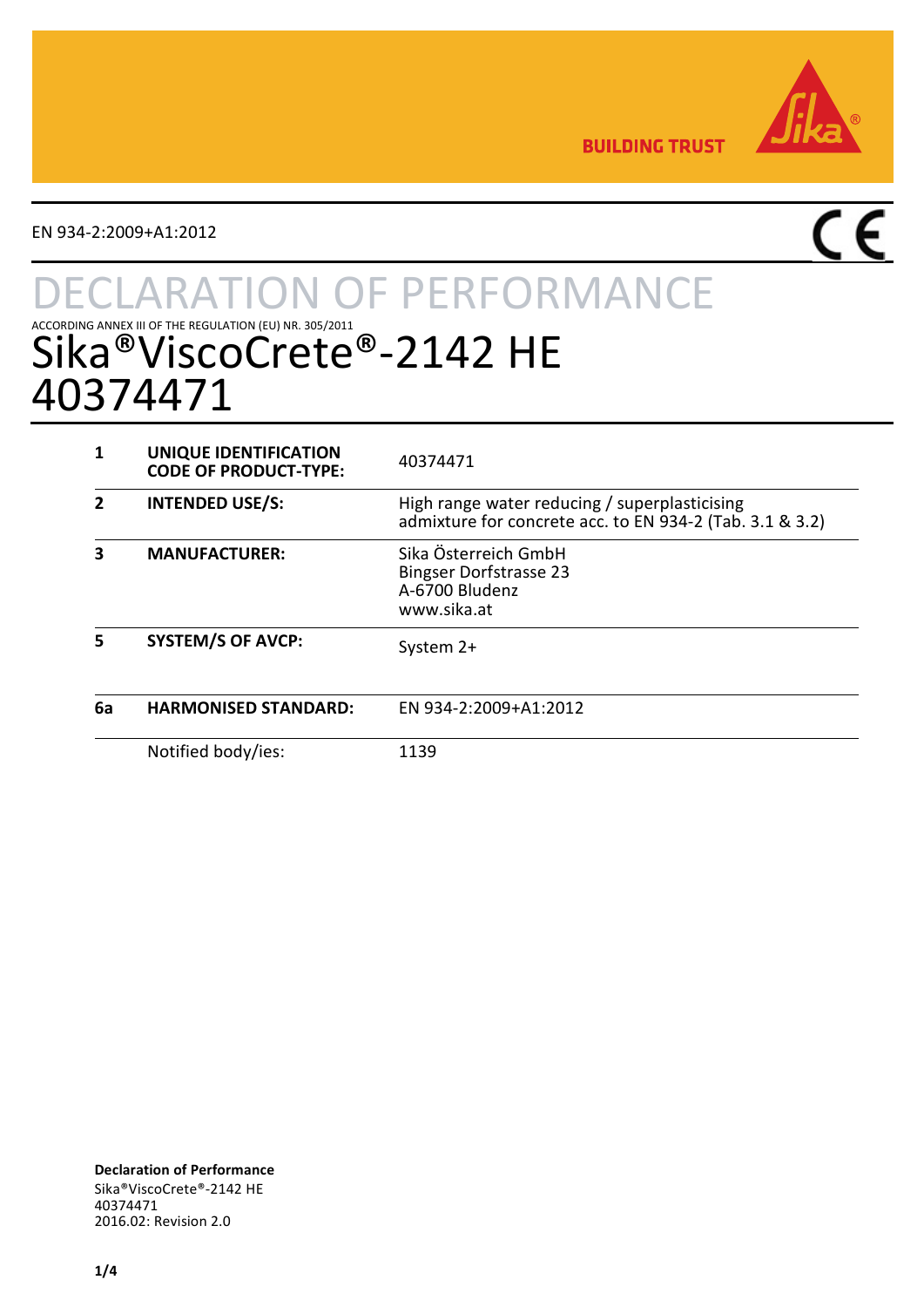BUILDING TRUST

EN 934-2:2009+A1:2012

# DECLARATION OF PERFORMANCE

ACCORDING ANNEX III OF THE REGULATION (EU) NR. 305/2011

# Sika®ViscoCrete®-2142 HE 40374471

| | | |
|---|---|---|
| **1** | **UNIQUE IDENTIFICATION CODE OF PRODUCT-TYPE:** | 40374471 |
| **2** | **INTENDED USE/S:** | High range water reducing / superplasticising admixture for concrete acc. to EN 934-2 (Tab. 3.1 & 3.2) |
| **3** | **MANUFACTURER:** | Sika Österreich GmbH<br>Bingser Dorfstrasse 23<br>A-6700 Bludenz<br>www.sika.at |
| **5** | **SYSTEM/S OF AVCP:** | System 2+ |
| **6a** | **HARMONISED STANDARD:** | EN 934-2:2009+A1:2012 |
| | Notified body/ies: | 1139 |

**Declaration of Performance**
Sika®ViscoCrete®-2142 HE
40374471
2016.02: Revision 2.0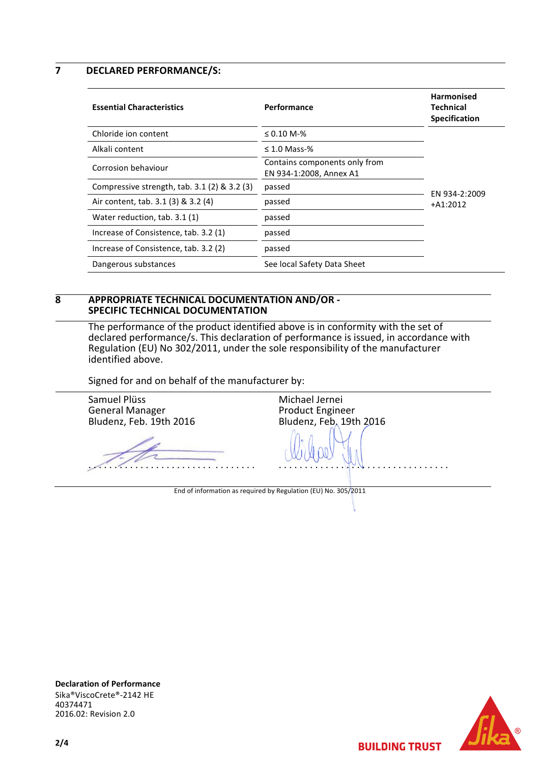## 7 DECLARED PERFORMANCE/S:

| Essential Characteristics | Performance | Harmonised Technical Specification |
|---|---|---|
| Chloride ion content | ≤ 0.10 M-% | EN 934-2:2009 +A1:2012 |
| Alkali content | ≤ 1.0 Mass-% | |
| Corrosion behaviour | Contains components only from EN 934-1:2008, Annex A1 | |
| Compressive strength, tab. 3.1 (2) & 3.2 (3) | passed | |
| Air content, tab. 3.1 (3) & 3.2 (4) | passed | |
| Water reduction, tab. 3.1 (1) | passed | |
| Increase of Consistence, tab. 3.2 (1) | passed | |
| Increase of Consistence, tab. 3.2 (2) | passed | |
| Dangerous substances | See local Safety Data Sheet | |

## 8 APPROPRIATE TECHNICAL DOCUMENTATION AND/OR - SPECIFIC TECHNICAL DOCUMENTATION

The performance of the product identified above is in conformity with the set of declared performance/s. This declaration of performance is issued, in accordance with Regulation (EU) No 302/2011, under the sole responsibility of the manufacturer identified above.

Signed for and on behalf of the manufacturer by:

Samuel Plüss
General Manager
Bludenz, Feb. 19th 2016

Michael Jernei
Product Engineer
Bludenz, Feb. 19th 2016

End of information as required by Regulation (EU) No. 305/2011

**Declaration of Performance**
Sika®ViscoCrete®-2142 HE
40374471
2016.02: Revision 2.0

BUILDING TRUST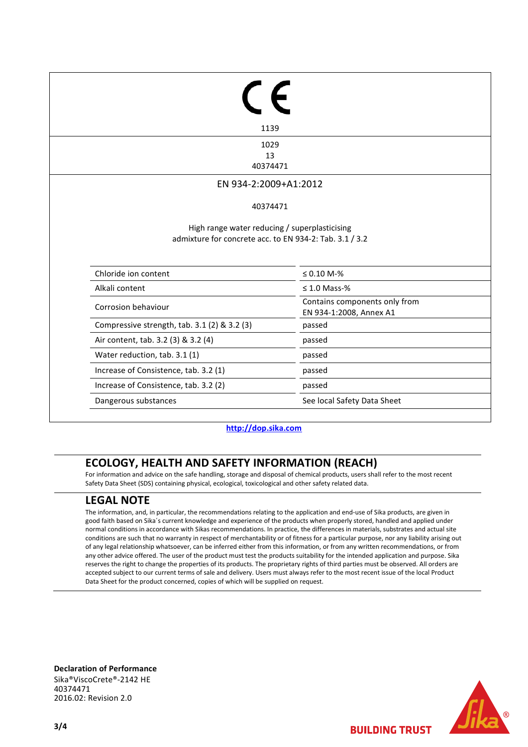CE

1139

1029
13
40374471

EN 934-2:2009+A1:2012

40374471

High range water reducing / superplasticising
admixture for concrete acc. to EN 934-2: Tab. 3.1 / 3.2

| | |
|---|---|
| Chloride ion content | ≤ 0.10 M-% |
| Alkali content | ≤ 1.0 Mass-% |
| Corrosion behaviour | Contains components only from EN 934-1:2008, Annex A1 |
| Compressive strength, tab. 3.1 (2) & 3.2 (3) | passed |
| Air content, tab. 3.2 (3) & 3.2 (4) | passed |
| Water reduction, tab. 3.1 (1) | passed |
| Increase of Consistence, tab. 3.2 (1) | passed |
| Increase of Consistence, tab. 3.2 (2) | passed |
| Dangerous substances | See local Safety Data Sheet |

http://dop.sika.com

## ECOLOGY, HEALTH AND SAFETY INFORMATION (REACH)

For information and advice on the safe handling, storage and disposal of chemical products, users shall refer to the most recent Safety Data Sheet (SDS) containing physical, ecological, toxicological and other safety related data.

## LEGAL NOTE

The information, and, in particular, the recommendations relating to the application and end-use of Sika products, are given in good faith based on Sika´s current knowledge and experience of the products when properly stored, handled and applied under normal conditions in accordance with Sikas recommendations. In practice, the differences in materials, substrates and actual site conditions are such that no warranty in respect of merchantability or of fitness for a particular purpose, nor any liability arising out of any legal relationship whatsoever, can be inferred either from this information, or from any written recommendations, or from any other advice offered. The user of the product must test the products suitability for the intended application and purpose. Sika reserves the right to change the properties of its products. The proprietary rights of third parties must be observed. All orders are accepted subject to our current terms of sale and delivery. Users must always refer to the most recent issue of the local Product Data Sheet for the product concerned, copies of which will be supplied on request.

**Declaration of Performance**
Sika®ViscoCrete®-2142 HE
40374471
2016.02: Revision 2.0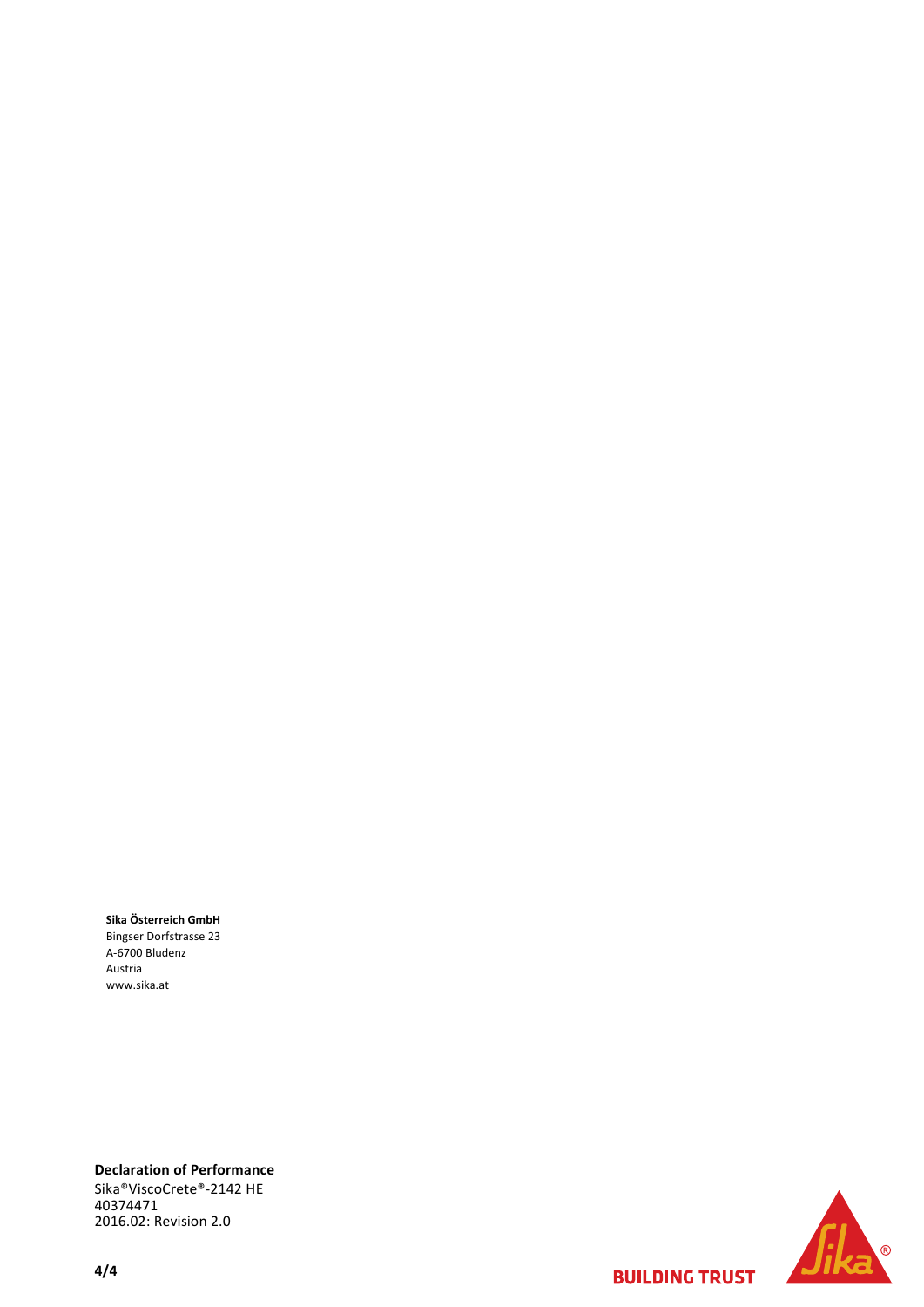**Sika Österreich GmbH**
Bingser Dorfstrasse 23
A-6700 Bludenz
Austria
www.sika.at

**Declaration of Performance**
Sika®ViscoCrete®-2142 HE
40374471
2016.02: Revision 2.0

BUILDING TRUST